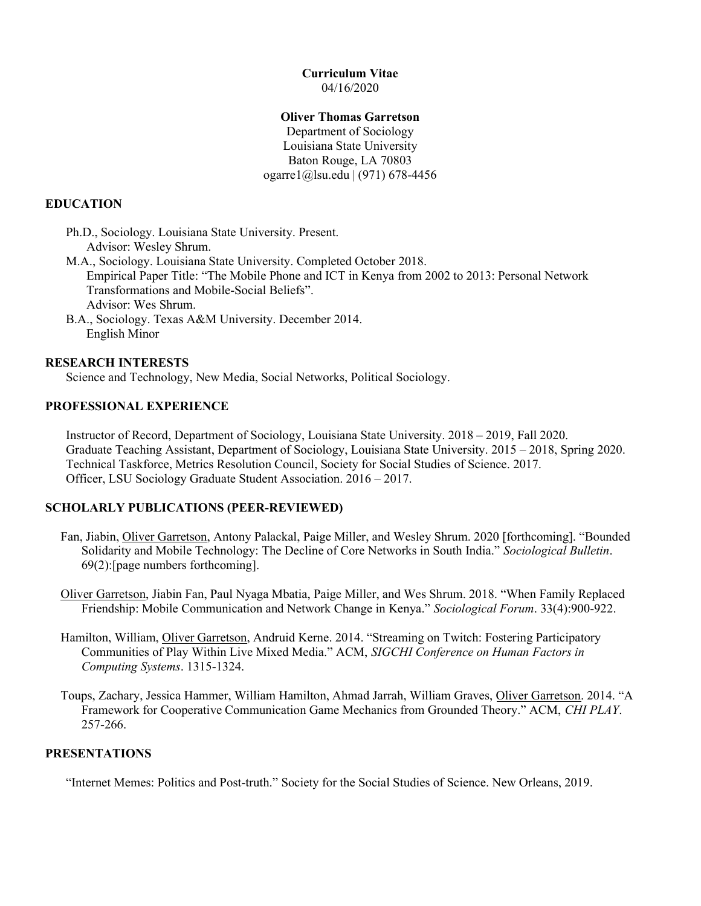**Curriculum Vitae**
04/16/2020

**Oliver Thomas Garretson**
Department of Sociology
Louisiana State University
Baton Rouge, LA 70803
ogarre1@lsu.edu | (971) 678-4456

## EDUCATION

Ph.D., Sociology. Louisiana State University. Present.
  Advisor: Wesley Shrum.

M.A., Sociology. Louisiana State University. Completed October 2018.
  Empirical Paper Title: "The Mobile Phone and ICT in Kenya from 2002 to 2013: Personal Network Transformations and Mobile-Social Beliefs".
  Advisor: Wes Shrum.

B.A., Sociology. Texas A&M University. December 2014.
  English Minor

## RESEARCH INTERESTS

Science and Technology, New Media, Social Networks, Political Sociology.

## PROFESSIONAL EXPERIENCE

Instructor of Record, Department of Sociology, Louisiana State University. 2018 – 2019, Fall 2020.
Graduate Teaching Assistant, Department of Sociology, Louisiana State University. 2015 – 2018, Spring 2020.
Technical Taskforce, Metrics Resolution Council, Society for Social Studies of Science. 2017.
Officer, LSU Sociology Graduate Student Association. 2016 – 2017.

## SCHOLARLY PUBLICATIONS (PEER-REVIEWED)

Fan, Jiabin, <u>Oliver Garretson</u>, Antony Palackal, Paige Miller, and Wesley Shrum. 2020 [forthcoming]. "Bounded Solidarity and Mobile Technology: The Decline of Core Networks in South India." *Sociological Bulletin*. 69(2):[page numbers forthcoming].

<u>Oliver Garretson</u>, Jiabin Fan, Paul Nyaga Mbatia, Paige Miller, and Wes Shrum. 2018. "When Family Replaced Friendship: Mobile Communication and Network Change in Kenya." *Sociological Forum*. 33(4):900-922.

Hamilton, William, <u>Oliver Garretson</u>, Andruid Kerne. 2014. "Streaming on Twitch: Fostering Participatory Communities of Play Within Live Mixed Media." ACM, *SIGCHI Conference on Human Factors in Computing Systems*. 1315-1324.

Toups, Zachary, Jessica Hammer, William Hamilton, Ahmad Jarrah, William Graves, <u>Oliver Garretson</u>. 2014. "A Framework for Cooperative Communication Game Mechanics from Grounded Theory." ACM, *CHI PLAY*. 257-266.

## PRESENTATIONS

"Internet Memes: Politics and Post-truth." Society for the Social Studies of Science. New Orleans, 2019.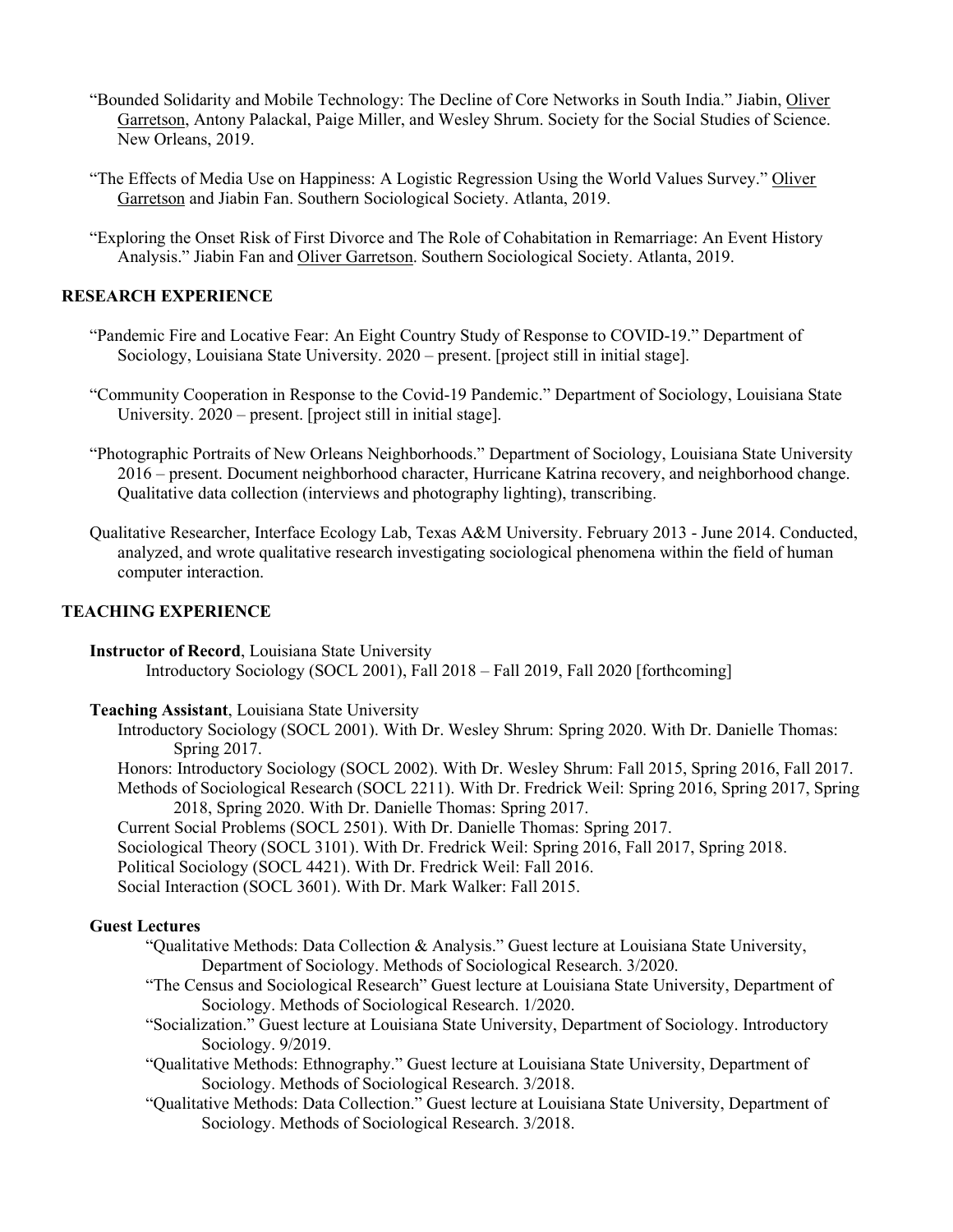"Bounded Solidarity and Mobile Technology: The Decline of Core Networks in South India." Jiabin, Oliver Garretson, Antony Palackal, Paige Miller, and Wesley Shrum. Society for the Social Studies of Science. New Orleans, 2019.

"The Effects of Media Use on Happiness: A Logistic Regression Using the World Values Survey." Oliver Garretson and Jiabin Fan. Southern Sociological Society. Atlanta, 2019.

"Exploring the Onset Risk of First Divorce and The Role of Cohabitation in Remarriage: An Event History Analysis." Jiabin Fan and Oliver Garretson. Southern Sociological Society. Atlanta, 2019.

## RESEARCH EXPERIENCE

"Pandemic Fire and Locative Fear: An Eight Country Study of Response to COVID-19." Department of Sociology, Louisiana State University. 2020 – present. [project still in initial stage].

"Community Cooperation in Response to the Covid-19 Pandemic." Department of Sociology, Louisiana State University. 2020 – present. [project still in initial stage].

"Photographic Portraits of New Orleans Neighborhoods." Department of Sociology, Louisiana State University 2016 – present. Document neighborhood character, Hurricane Katrina recovery, and neighborhood change. Qualitative data collection (interviews and photography lighting), transcribing.

Qualitative Researcher, Interface Ecology Lab, Texas A&M University. February 2013 - June 2014. Conducted, analyzed, and wrote qualitative research investigating sociological phenomena within the field of human computer interaction.

## TEACHING EXPERIENCE

**Instructor of Record**, Louisiana State University

Introductory Sociology (SOCL 2001), Fall 2018 – Fall 2019, Fall 2020 [forthcoming]

**Teaching Assistant**, Louisiana State University

Introductory Sociology (SOCL 2001). With Dr. Wesley Shrum: Spring 2020. With Dr. Danielle Thomas: Spring 2017.
Honors: Introductory Sociology (SOCL 2002). With Dr. Wesley Shrum: Fall 2015, Spring 2016, Fall 2017.
Methods of Sociological Research (SOCL 2211). With Dr. Fredrick Weil: Spring 2016, Spring 2017, Spring 2018, Spring 2020. With Dr. Danielle Thomas: Spring 2017.
Current Social Problems (SOCL 2501). With Dr. Danielle Thomas: Spring 2017.
Sociological Theory (SOCL 3101). With Dr. Fredrick Weil: Spring 2016, Fall 2017, Spring 2018.
Political Sociology (SOCL 4421). With Dr. Fredrick Weil: Fall 2016.
Social Interaction (SOCL 3601). With Dr. Mark Walker: Fall 2015.

**Guest Lectures**

"Qualitative Methods: Data Collection & Analysis." Guest lecture at Louisiana State University, Department of Sociology. Methods of Sociological Research. 3/2020.
"The Census and Sociological Research" Guest lecture at Louisiana State University, Department of Sociology. Methods of Sociological Research. 1/2020.
"Socialization." Guest lecture at Louisiana State University, Department of Sociology. Introductory Sociology. 9/2019.
"Qualitative Methods: Ethnography." Guest lecture at Louisiana State University, Department of Sociology. Methods of Sociological Research. 3/2018.
"Qualitative Methods: Data Collection." Guest lecture at Louisiana State University, Department of Sociology. Methods of Sociological Research. 3/2018.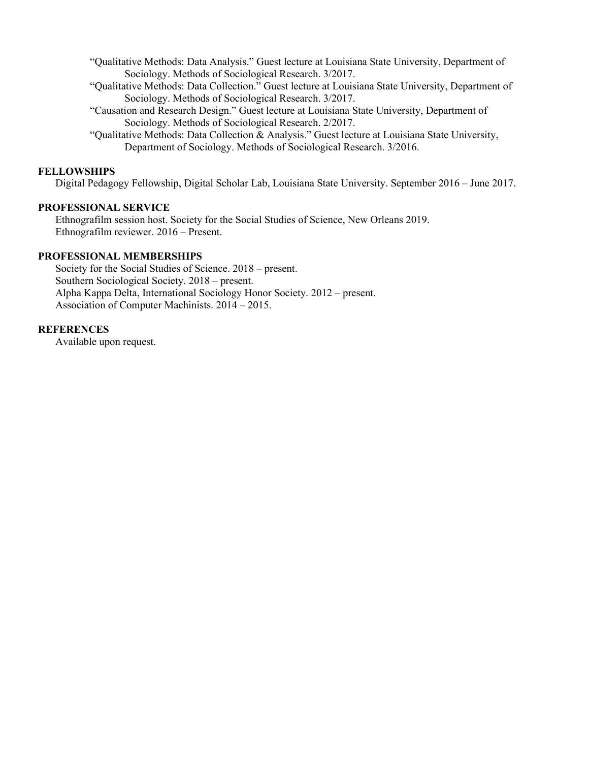"Qualitative Methods: Data Analysis." Guest lecture at Louisiana State University, Department of Sociology. Methods of Sociological Research. 3/2017.

"Qualitative Methods: Data Collection." Guest lecture at Louisiana State University, Department of Sociology. Methods of Sociological Research. 3/2017.

"Causation and Research Design." Guest lecture at Louisiana State University, Department of Sociology. Methods of Sociological Research. 2/2017.

"Qualitative Methods: Data Collection & Analysis." Guest lecture at Louisiana State University, Department of Sociology. Methods of Sociological Research. 3/2016.

## FELLOWSHIPS

Digital Pedagogy Fellowship, Digital Scholar Lab, Louisiana State University. September 2016 – June 2017.

## PROFESSIONAL SERVICE

Ethnografilm session host. Society for the Social Studies of Science, New Orleans 2019.
Ethnografilm reviewer. 2016 – Present.

## PROFESSIONAL MEMBERSHIPS

Society for the Social Studies of Science. 2018 – present.
Southern Sociological Society. 2018 – present.
Alpha Kappa Delta, International Sociology Honor Society. 2012 – present.
Association of Computer Machinists. 2014 – 2015.

## REFERENCES

Available upon request.